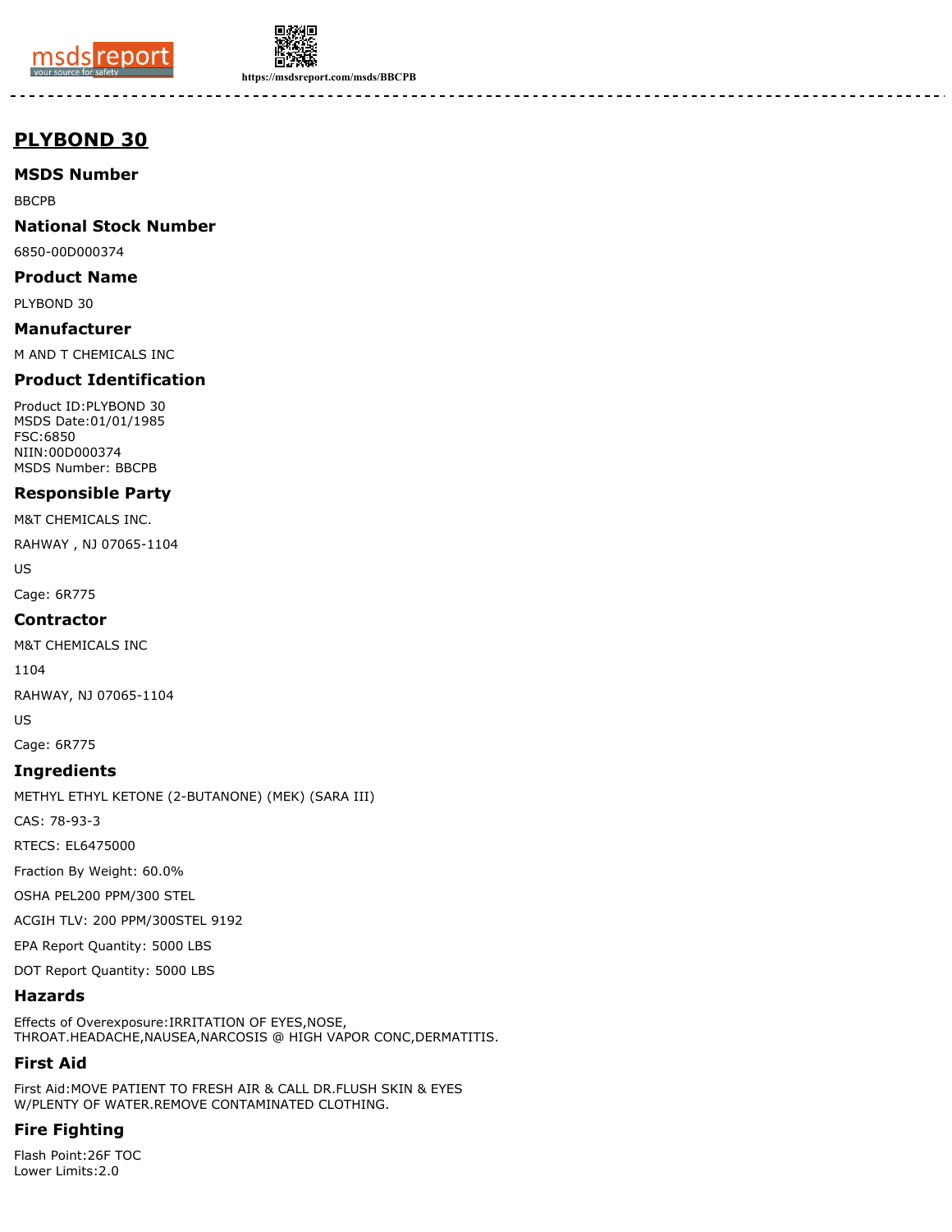# PLYBOND 30

## MSDS Number

BBCPB

## National Stock Number

6850-00D000374

## Product Name

PLYBOND 30

## Manufacturer

M AND T CHEMICALS INC

## Product Identification

Product ID:PLYBOND 30
MSDS Date:01/01/1985
FSC:6850
NIIN:00D000374
MSDS Number: BBCPB

## Responsible Party

M&T CHEMICALS INC.

RAHWAY , NJ 07065-1104

US

Cage: 6R775

## Contractor

M&T CHEMICALS INC

1104

RAHWAY, NJ 07065-1104

US

Cage: 6R775

## Ingredients

METHYL ETHYL KETONE (2-BUTANONE) (MEK) (SARA III)

CAS: 78-93-3

RTECS: EL6475000

Fraction By Weight: 60.0%

OSHA PEL200 PPM/300 STEL

ACGIH TLV: 200 PPM/300STEL 9192

EPA Report Quantity: 5000 LBS

DOT Report Quantity: 5000 LBS

## Hazards

Effects of Overexposure:IRRITATION OF EYES,NOSE,
THROAT.HEADACHE,NAUSEA,NARCOSIS @ HIGH VAPOR CONC,DERMATITIS.

## First Aid

First Aid:MOVE PATIENT TO FRESH AIR & CALL DR.FLUSH SKIN & EYES
W/PLENTY OF WATER.REMOVE CONTAMINATED CLOTHING.

## Fire Fighting

Flash Point:26F TOC
Lower Limits:2.0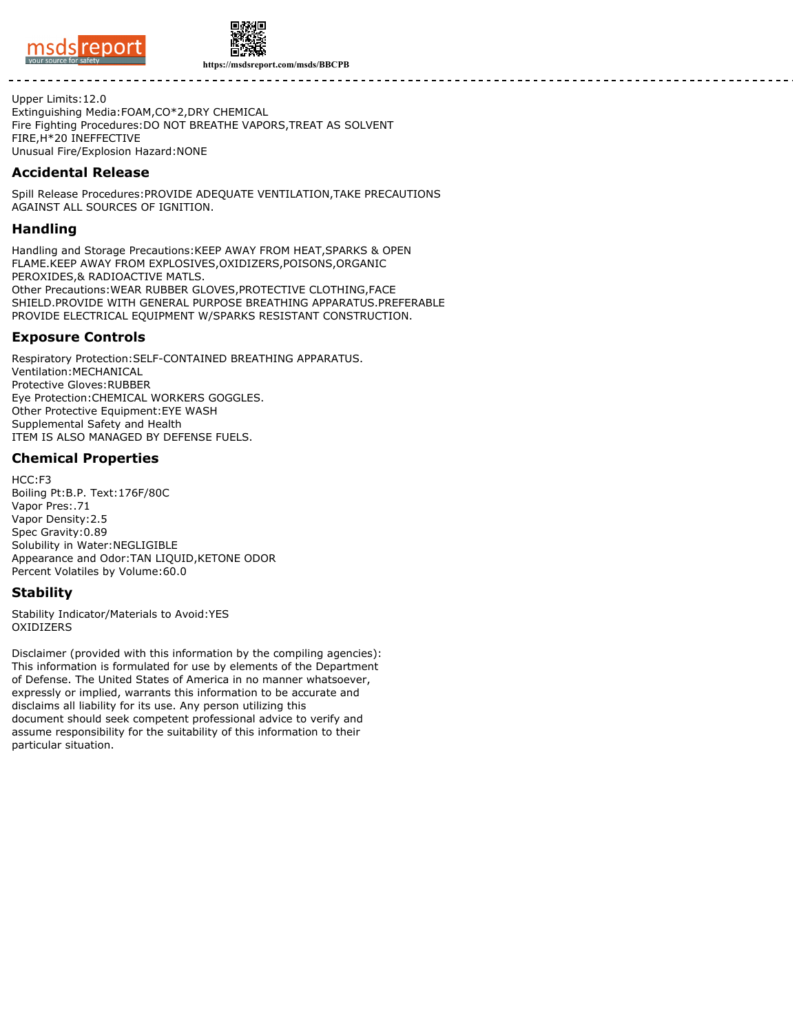Upper Limits:12.0
Extinguishing Media:FOAM,CO*2,DRY CHEMICAL
Fire Fighting Procedures:DO NOT BREATHE VAPORS,TREAT AS SOLVENT FIRE,H*20 INEFFECTIVE
Unusual Fire/Explosion Hazard:NONE

## Accidental Release

Spill Release Procedures:PROVIDE ADEQUATE VENTILATION,TAKE PRECAUTIONS AGAINST ALL SOURCES OF IGNITION.

## Handling

Handling and Storage Precautions:KEEP AWAY FROM HEAT,SPARKS & OPEN FLAME.KEEP AWAY FROM EXPLOSIVES,OXIDIZERS,POISONS,ORGANIC PEROXIDES,& RADIOACTIVE MATLS.
Other Precautions:WEAR RUBBER GLOVES,PROTECTIVE CLOTHING,FACE SHIELD.PROVIDE WITH GENERAL PURPOSE BREATHING APPARATUS.PREFERABLE PROVIDE ELECTRICAL EQUIPMENT W/SPARKS RESISTANT CONSTRUCTION.

## Exposure Controls

Respiratory Protection:SELF-CONTAINED BREATHING APPARATUS.
Ventilation:MECHANICAL
Protective Gloves:RUBBER
Eye Protection:CHEMICAL WORKERS GOGGLES.
Other Protective Equipment:EYE WASH
Supplemental Safety and Health
ITEM IS ALSO MANAGED BY DEFENSE FUELS.

## Chemical Properties

HCC:F3
Boiling Pt:B.P. Text:176F/80C
Vapor Pres:.71
Vapor Density:2.5
Spec Gravity:0.89
Solubility in Water:NEGLIGIBLE
Appearance and Odor:TAN LIQUID,KETONE ODOR
Percent Volatiles by Volume:60.0

## Stability

Stability Indicator/Materials to Avoid:YES
OXIDIZERS

Disclaimer (provided with this information by the compiling agencies): This information is formulated for use by elements of the Department of Defense. The United States of America in no manner whatsoever, expressly or implied, warrants this information to be accurate and disclaims all liability for its use. Any person utilizing this document should seek competent professional advice to verify and assume responsibility for the suitability of this information to their particular situation.